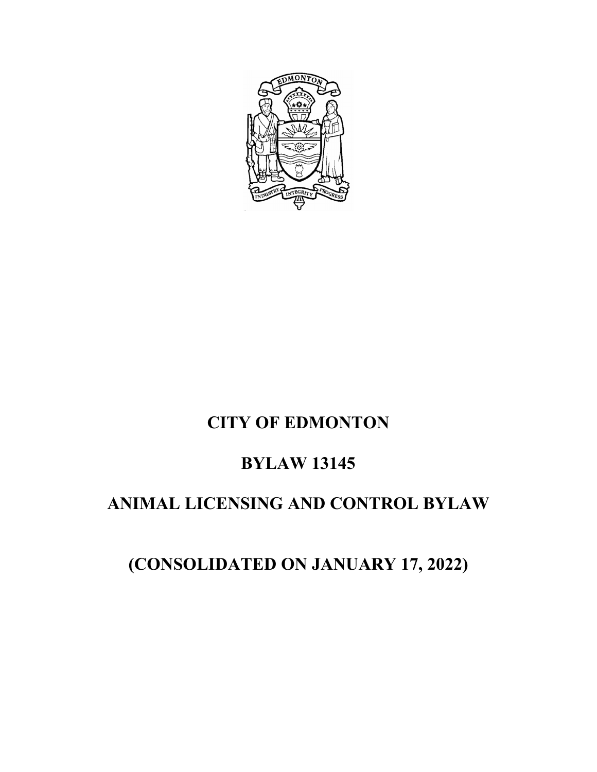# CITY OF EDMONTON

# BYLAW 13145

# ANIMAL LICENSING AND CONTROL BYLAW

# (CONSOLIDATED ON JANUARY 17, 2022)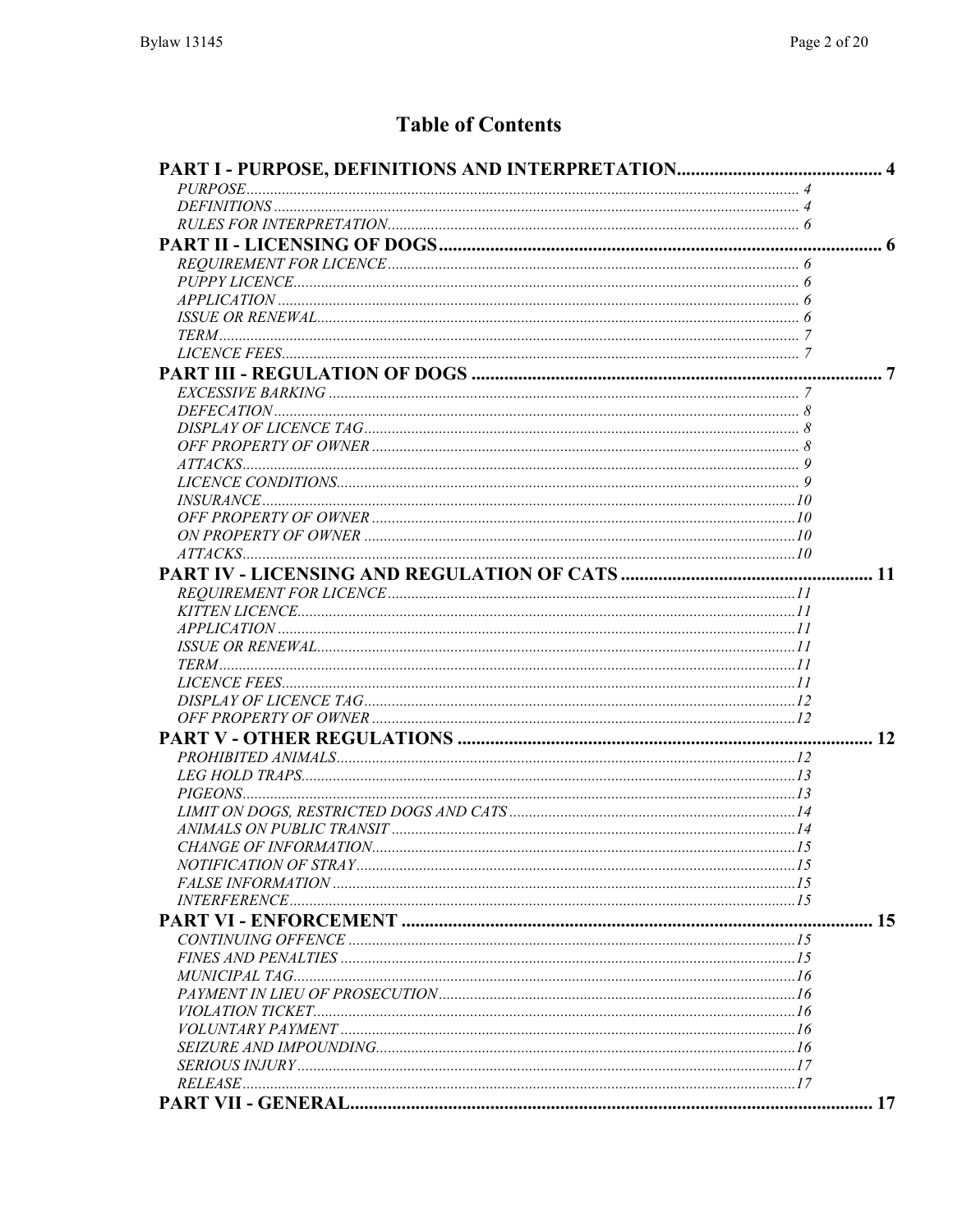# Table of Contents

**PART I - PURPOSE, DEFINITIONS AND INTERPRETATION** .......... 4
- *PURPOSE* .......... 4
- *DEFINITIONS* .......... 4
- *RULES FOR INTERPRETATION* .......... 6

**PART II - LICENSING OF DOGS** .......... 6
- *REQUIREMENT FOR LICENCE* .......... 6
- *PUPPY LICENCE* .......... 6
- *APPLICATION* .......... 6
- *ISSUE OR RENEWAL* .......... 6
- *TERM* .......... 7
- *LICENCE FEES* .......... 7

**PART III - REGULATION OF DOGS** .......... 7
- *EXCESSIVE BARKING* .......... 7
- *DEFECATION* .......... 8
- *DISPLAY OF LICENCE TAG* .......... 8
- *OFF PROPERTY OF OWNER* .......... 8
- *ATTACKS* .......... 9
- *LICENCE CONDITIONS* .......... 9
- *INSURANCE* .......... 10
- *OFF PROPERTY OF OWNER* .......... 10
- *ON PROPERTY OF OWNER* .......... 10
- *ATTACKS* .......... 10

**PART IV - LICENSING AND REGULATION OF CATS** .......... 11
- *REQUIREMENT FOR LICENCE* .......... 11
- *KITTEN LICENCE* .......... 11
- *APPLICATION* .......... 11
- *ISSUE OR RENEWAL* .......... 11
- *TERM* .......... 11
- *LICENCE FEES* .......... 11
- *DISPLAY OF LICENCE TAG* .......... 12
- *OFF PROPERTY OF OWNER* .......... 12

**PART V - OTHER REGULATIONS** .......... 12
- *PROHIBITED ANIMALS* .......... 12
- *LEG HOLD TRAPS* .......... 13
- *PIGEONS* .......... 13
- *LIMIT ON DOGS, RESTRICTED DOGS AND CATS* .......... 14
- *ANIMALS ON PUBLIC TRANSIT* .......... 14
- *CHANGE OF INFORMATION* .......... 15
- *NOTIFICATION OF STRAY* .......... 15
- *FALSE INFORMATION* .......... 15
- *INTERFERENCE* .......... 15

**PART VI - ENFORCEMENT** .......... 15
- *CONTINUING OFFENCE* .......... 15
- *FINES AND PENALTIES* .......... 15
- *MUNICIPAL TAG* .......... 16
- *PAYMENT IN LIEU OF PROSECUTION* .......... 16
- *VIOLATION TICKET* .......... 16
- *VOLUNTARY PAYMENT* .......... 16
- *SEIZURE AND IMPOUNDING* .......... 16
- *SERIOUS INJURY* .......... 17
- *RELEASE* .......... 17

**PART VII - GENERAL** .......... 17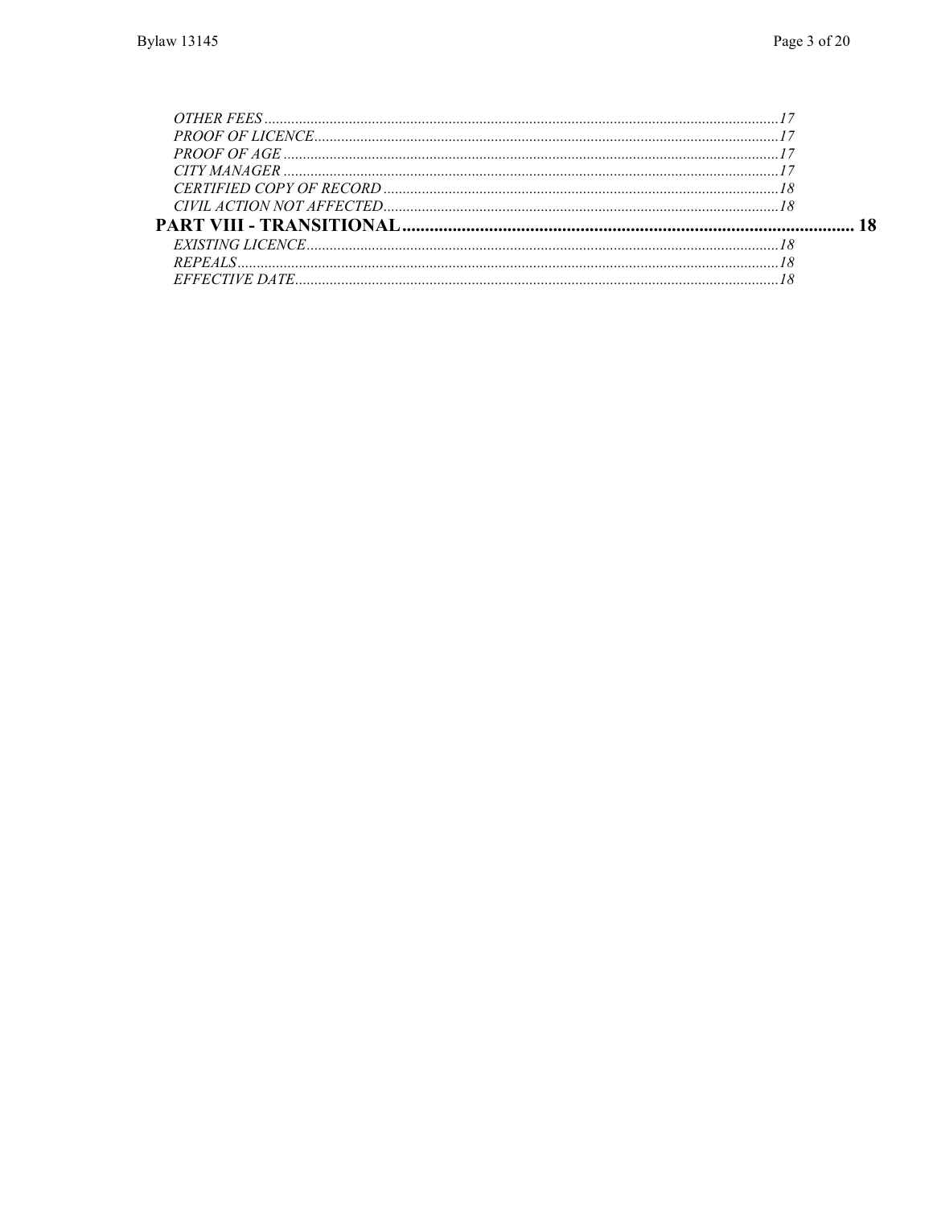*OTHER FEES* ........................................................................................................................ *17*
*PROOF OF LICENCE* ........................................................................................................... *17*
*PROOF OF AGE* .................................................................................................................. *17*
*CITY MANAGER* .................................................................................................................. *17*
*CERTIFIED COPY OF RECORD* ......................................................................................... *18*
*CIVIL ACTION NOT AFFECTED* .......................................................................................... *18*

**PART VIII - TRANSITIONAL** ................................................................................................ **18**

*EXISTING LICENCE* ............................................................................................................. *18*
*REPEALS* ............................................................................................................................. *18*
*EFFECTIVE DATE* ................................................................................................................. *18*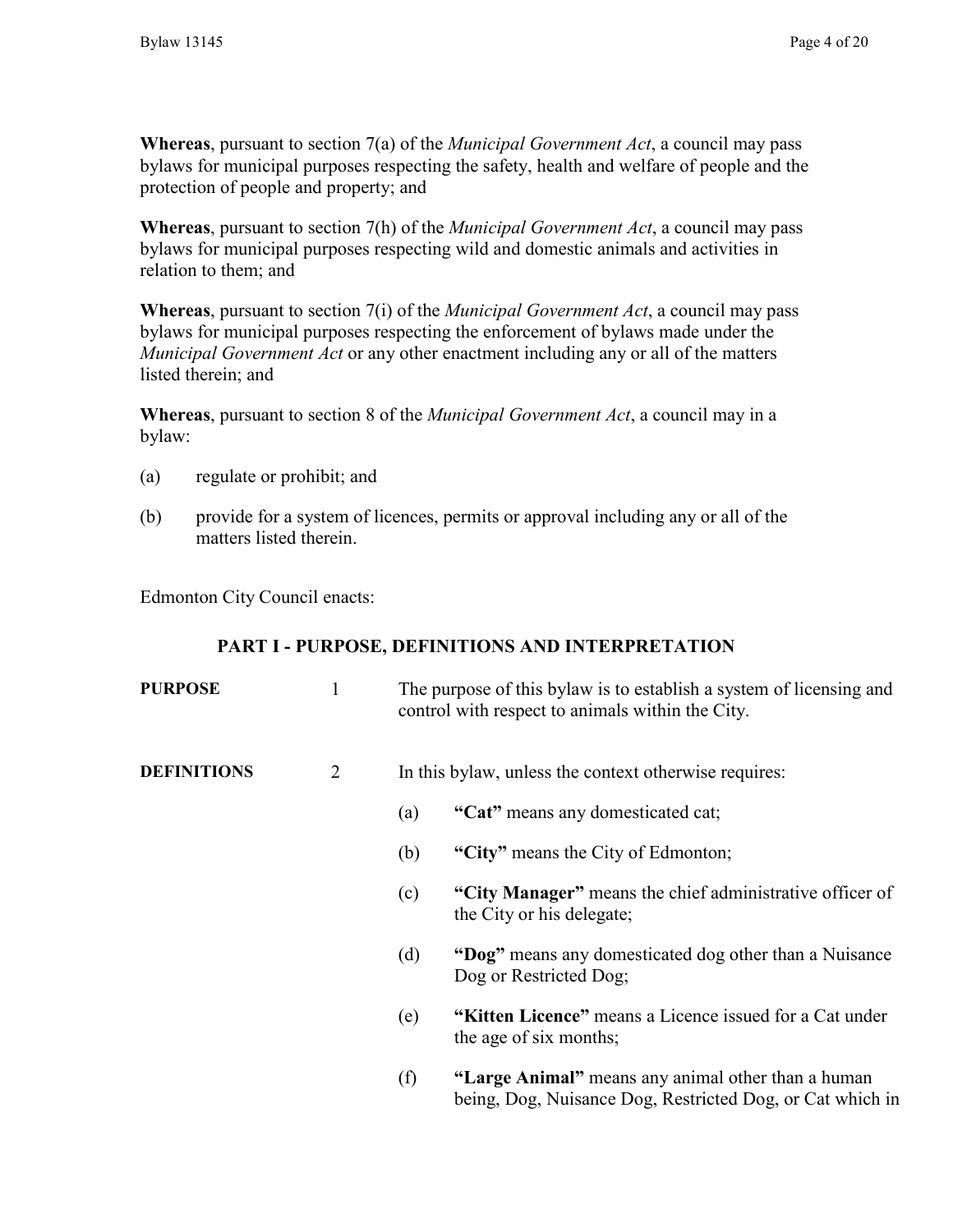**Whereas**, pursuant to section 7(a) of the *Municipal Government Act*, a council may pass bylaws for municipal purposes respecting the safety, health and welfare of people and the protection of people and property; and

**Whereas**, pursuant to section 7(h) of the *Municipal Government Act*, a council may pass bylaws for municipal purposes respecting wild and domestic animals and activities in relation to them; and

**Whereas**, pursuant to section 7(i) of the *Municipal Government Act*, a council may pass bylaws for municipal purposes respecting the enforcement of bylaws made under the *Municipal Government Act* or any other enactment including any or all of the matters listed therein; and

**Whereas**, pursuant to section 8 of the *Municipal Government Act*, a council may in a bylaw:

(a) regulate or prohibit; and

(b) provide for a system of licences, permits or approval including any or all of the matters listed therein.

Edmonton City Council enacts:

## PART I - PURPOSE, DEFINITIONS AND INTERPRETATION

**PURPOSE**

1 The purpose of this bylaw is to establish a system of licensing and control with respect to animals within the City.

**DEFINITIONS**

2 In this bylaw, unless the context otherwise requires:

(a) **"Cat"** means any domesticated cat;

(b) **"City"** means the City of Edmonton;

(c) **"City Manager"** means the chief administrative officer of the City or his delegate;

(d) **"Dog"** means any domesticated dog other than a Nuisance Dog or Restricted Dog;

(e) **"Kitten Licence"** means a Licence issued for a Cat under the age of six months;

(f) **"Large Animal"** means any animal other than a human being, Dog, Nuisance Dog, Restricted Dog, or Cat which in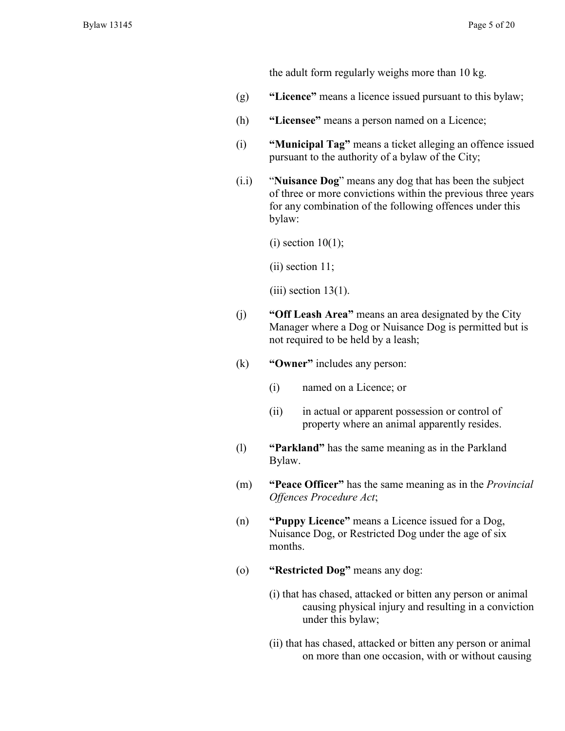the adult form regularly weighs more than 10 kg.

(g) **"Licence"** means a licence issued pursuant to this bylaw;

(h) **"Licensee"** means a person named on a Licence;

(i) **"Municipal Tag"** means a ticket alleging an offence issued pursuant to the authority of a bylaw of the City;

(i.i) "**Nuisance Dog**" means any dog that has been the subject of three or more convictions within the previous three years for any combination of the following offences under this bylaw:

(i) section 10(1);

(ii) section 11;

(iii) section 13(1).

(j) **"Off Leash Area"** means an area designated by the City Manager where a Dog or Nuisance Dog is permitted but is not required to be held by a leash;

(k) **"Owner"** includes any person:

(i) named on a Licence; or

(ii) in actual or apparent possession or control of property where an animal apparently resides.

(l) **"Parkland"** has the same meaning as in the Parkland Bylaw.

(m) **"Peace Officer"** has the same meaning as in the *Provincial Offences Procedure Act*;

(n) **"Puppy Licence"** means a Licence issued for a Dog, Nuisance Dog, or Restricted Dog under the age of six months.

(o) **"Restricted Dog"** means any dog:

(i) that has chased, attacked or bitten any person or animal causing physical injury and resulting in a conviction under this bylaw;

(ii) that has chased, attacked or bitten any person or animal on more than one occasion, with or without causing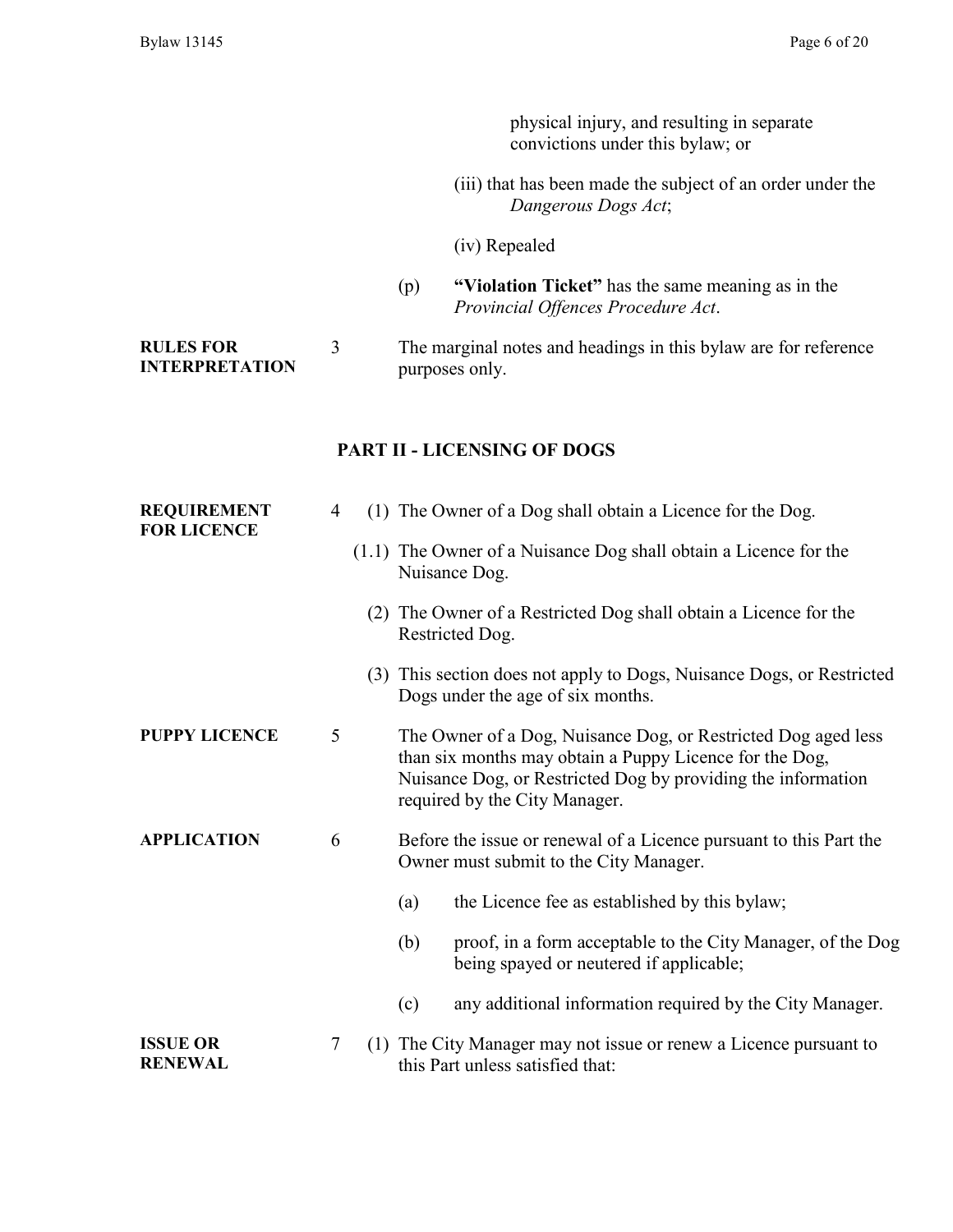physical injury, and resulting in separate convictions under this bylaw; or

(iii) that has been made the subject of an order under the *Dangerous Dogs Act*;

(iv) Repealed

(p) **"Violation Ticket"** has the same meaning as in the *Provincial Offences Procedure Act*.

**RULES FOR INTERPRETATION**

3 The marginal notes and headings in this bylaw are for reference purposes only.

## PART II - LICENSING OF DOGS

**REQUIREMENT FOR LICENCE**

4 (1) The Owner of a Dog shall obtain a Licence for the Dog.

(1.1) The Owner of a Nuisance Dog shall obtain a Licence for the Nuisance Dog.

(2) The Owner of a Restricted Dog shall obtain a Licence for the Restricted Dog.

(3) This section does not apply to Dogs, Nuisance Dogs, or Restricted Dogs under the age of six months.

**PUPPY LICENCE**

5 The Owner of a Dog, Nuisance Dog, or Restricted Dog aged less than six months may obtain a Puppy Licence for the Dog, Nuisance Dog, or Restricted Dog by providing the information required by the City Manager.

**APPLICATION**

6 Before the issue or renewal of a Licence pursuant to this Part the Owner must submit to the City Manager.

(a) the Licence fee as established by this bylaw;

(b) proof, in a form acceptable to the City Manager, of the Dog being spayed or neutered if applicable;

(c) any additional information required by the City Manager.

**ISSUE OR RENEWAL**

7 (1) The City Manager may not issue or renew a Licence pursuant to this Part unless satisfied that: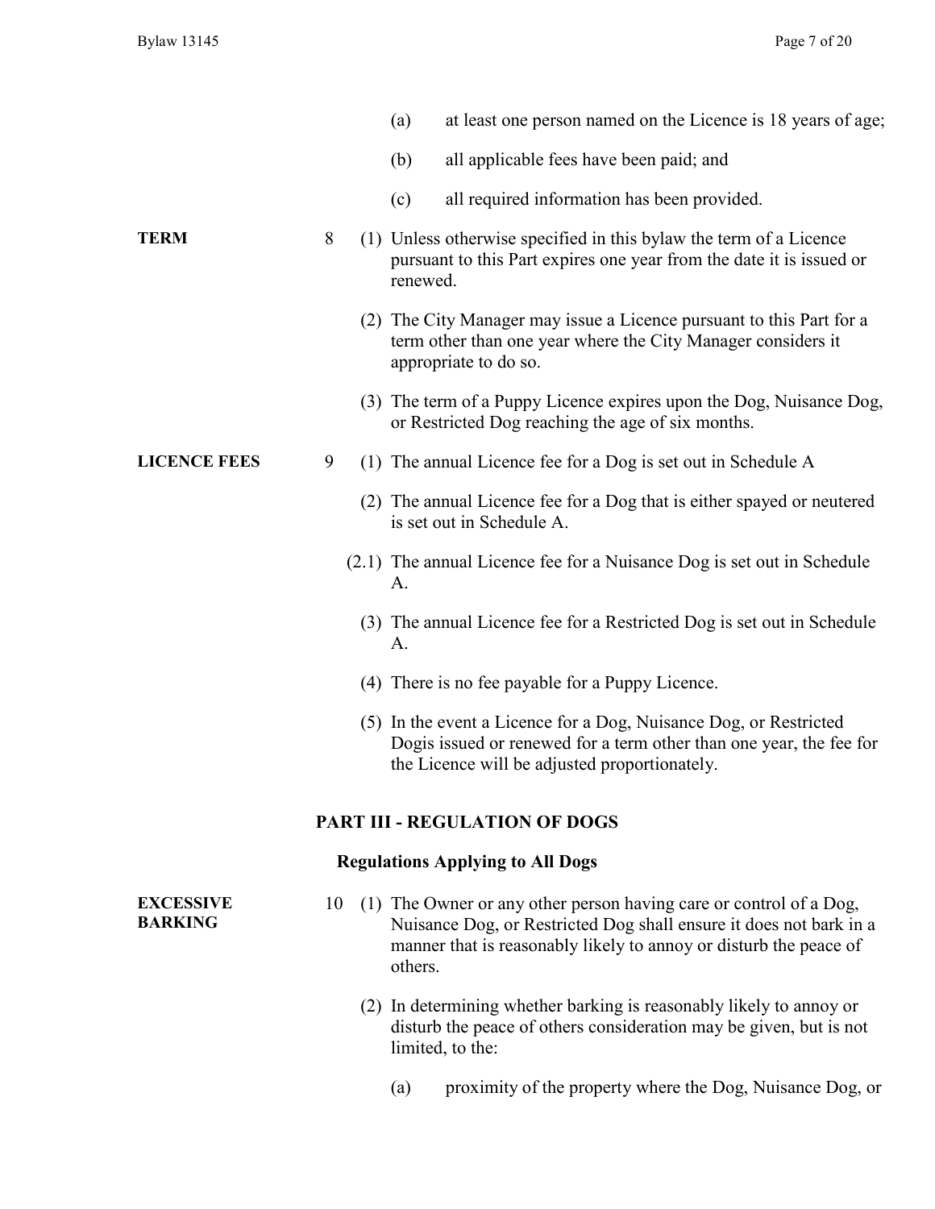(a) at least one person named on the Licence is 18 years of age;

(b) all applicable fees have been paid; and

(c) all required information has been provided.

**TERM**

8 (1) Unless otherwise specified in this bylaw the term of a Licence pursuant to this Part expires one year from the date it is issued or renewed.

(2) The City Manager may issue a Licence pursuant to this Part for a term other than one year where the City Manager considers it appropriate to do so.

(3) The term of a Puppy Licence expires upon the Dog, Nuisance Dog, or Restricted Dog reaching the age of six months.

**LICENCE FEES**

9 (1) The annual Licence fee for a Dog is set out in Schedule A

(2) The annual Licence fee for a Dog that is either spayed or neutered is set out in Schedule A.

(2.1) The annual Licence fee for a Nuisance Dog is set out in Schedule A.

(3) The annual Licence fee for a Restricted Dog is set out in Schedule A.

(4) There is no fee payable for a Puppy Licence.

(5) In the event a Licence for a Dog, Nuisance Dog, or Restricted Dogis issued or renewed for a term other than one year, the fee for the Licence will be adjusted proportionately.

## PART III - REGULATION OF DOGS

### Regulations Applying to All Dogs

**EXCESSIVE BARKING**

10 (1) The Owner or any other person having care or control of a Dog, Nuisance Dog, or Restricted Dog shall ensure it does not bark in a manner that is reasonably likely to annoy or disturb the peace of others.

(2) In determining whether barking is reasonably likely to annoy or disturb the peace of others consideration may be given, but is not limited, to the:

(a) proximity of the property where the Dog, Nuisance Dog, or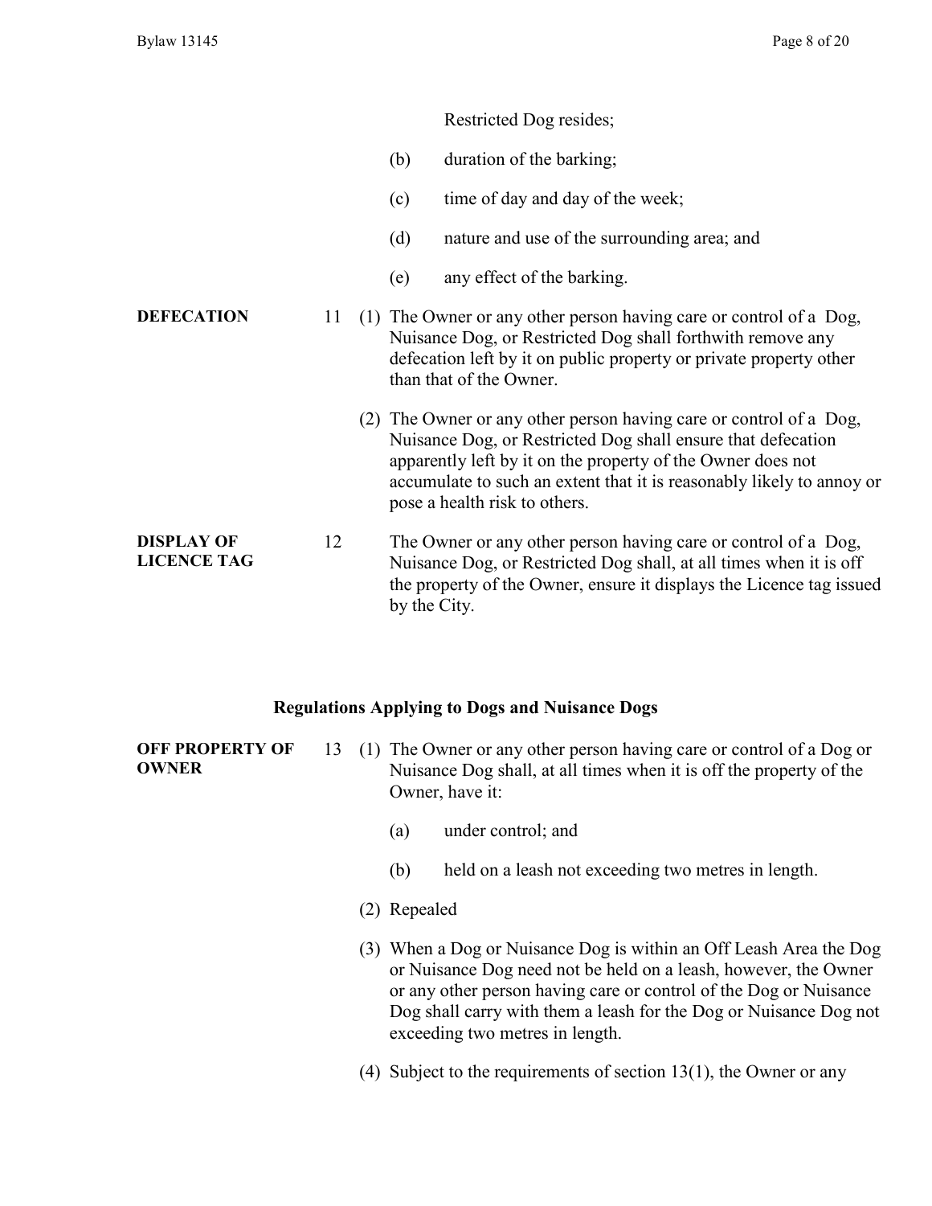Restricted Dog resides;

(b) duration of the barking;

(c) time of day and day of the week;

(d) nature and use of the surrounding area; and

(e) any effect of the barking.

**DEFECATION**

11 (1) The Owner or any other person having care or control of a Dog, Nuisance Dog, or Restricted Dog shall forthwith remove any defecation left by it on public property or private property other than that of the Owner.

(2) The Owner or any other person having care or control of a Dog, Nuisance Dog, or Restricted Dog shall ensure that defecation apparently left by it on the property of the Owner does not accumulate to such an extent that it is reasonably likely to annoy or pose a health risk to others.

**DISPLAY OF LICENCE TAG**

12 The Owner or any other person having care or control of a Dog, Nuisance Dog, or Restricted Dog shall, at all times when it is off the property of the Owner, ensure it displays the Licence tag issued by the City.

## Regulations Applying to Dogs and Nuisance Dogs

**OFF PROPERTY OF OWNER**

13 (1) The Owner or any other person having care or control of a Dog or Nuisance Dog shall, at all times when it is off the property of the Owner, have it:

(a) under control; and

(b) held on a leash not exceeding two metres in length.

(2) Repealed

(3) When a Dog or Nuisance Dog is within an Off Leash Area the Dog or Nuisance Dog need not be held on a leash, however, the Owner or any other person having care or control of the Dog or Nuisance Dog shall carry with them a leash for the Dog or Nuisance Dog not exceeding two metres in length.

(4) Subject to the requirements of section 13(1), the Owner or any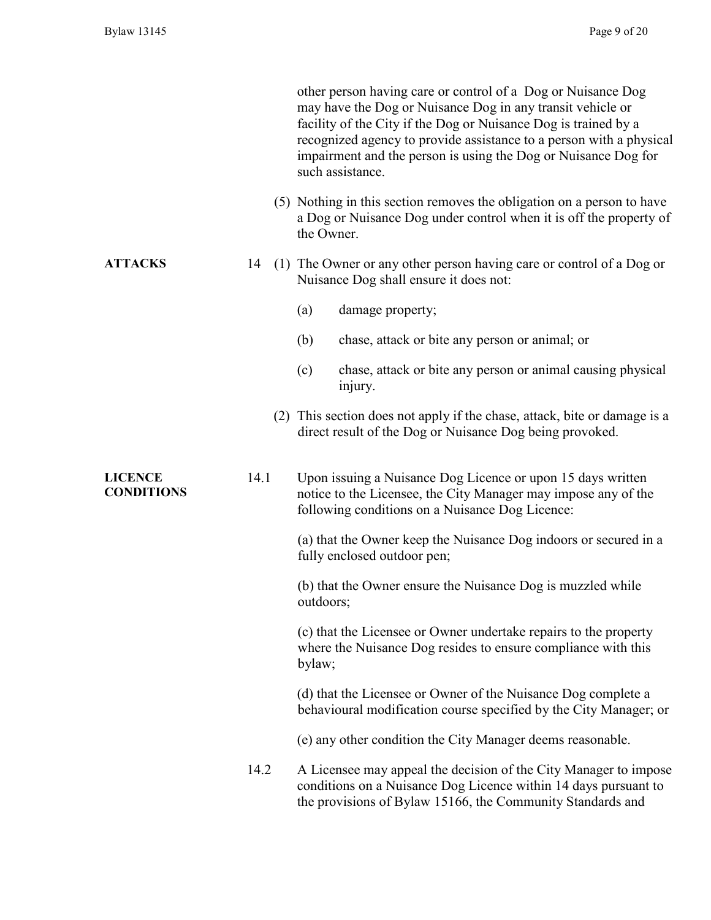other person having care or control of a Dog or Nuisance Dog may have the Dog or Nuisance Dog in any transit vehicle or facility of the City if the Dog or Nuisance Dog is trained by a recognized agency to provide assistance to a person with a physical impairment and the person is using the Dog or Nuisance Dog for such assistance.

(5) Nothing in this section removes the obligation on a person to have a Dog or Nuisance Dog under control when it is off the property of the Owner.

**ATTACKS**

14 (1) The Owner or any other person having care or control of a Dog or Nuisance Dog shall ensure it does not:

- (a) damage property;
- (b) chase, attack or bite any person or animal; or
- (c) chase, attack or bite any person or animal causing physical injury.

(2) This section does not apply if the chase, attack, bite or damage is a direct result of the Dog or Nuisance Dog being provoked.

**LICENCE CONDITIONS**

14.1 Upon issuing a Nuisance Dog Licence or upon 15 days written notice to the Licensee, the City Manager may impose any of the following conditions on a Nuisance Dog Licence:

(a) that the Owner keep the Nuisance Dog indoors or secured in a fully enclosed outdoor pen;

(b) that the Owner ensure the Nuisance Dog is muzzled while outdoors;

(c) that the Licensee or Owner undertake repairs to the property where the Nuisance Dog resides to ensure compliance with this bylaw;

(d) that the Licensee or Owner of the Nuisance Dog complete a behavioural modification course specified by the City Manager; or

(e) any other condition the City Manager deems reasonable.

14.2 A Licensee may appeal the decision of the City Manager to impose conditions on a Nuisance Dog Licence within 14 days pursuant to the provisions of Bylaw 15166, the Community Standards and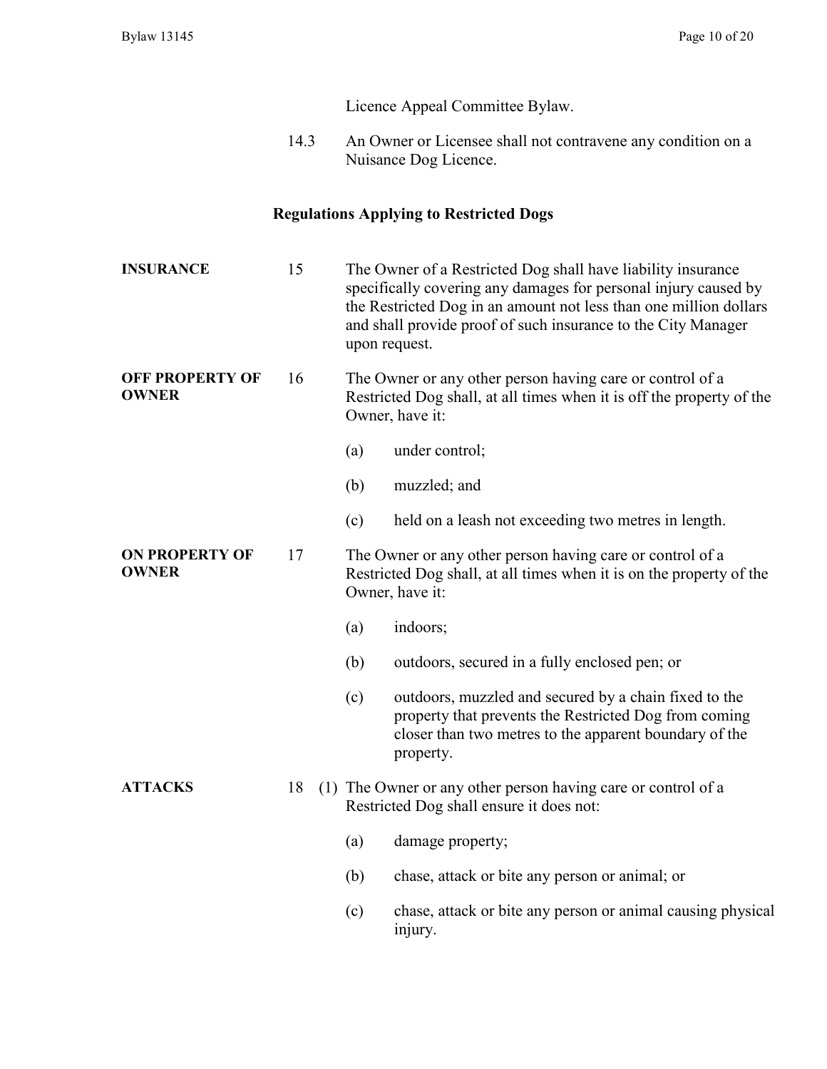Licence Appeal Committee Bylaw.

14.3 An Owner or Licensee shall not contravene any condition on a Nuisance Dog Licence.

## Regulations Applying to Restricted Dogs

**INSURANCE**

15 The Owner of a Restricted Dog shall have liability insurance specifically covering any damages for personal injury caused by the Restricted Dog in an amount not less than one million dollars and shall provide proof of such insurance to the City Manager upon request.

**OFF PROPERTY OF OWNER**

16 The Owner or any other person having care or control of a Restricted Dog shall, at all times when it is off the property of the Owner, have it:

(a) under control;

(b) muzzled; and

(c) held on a leash not exceeding two metres in length.

**ON PROPERTY OF OWNER**

17 The Owner or any other person having care or control of a Restricted Dog shall, at all times when it is on the property of the Owner, have it:

(a) indoors;

(b) outdoors, secured in a fully enclosed pen; or

(c) outdoors, muzzled and secured by a chain fixed to the property that prevents the Restricted Dog from coming closer than two metres to the apparent boundary of the property.

**ATTACKS**

18 (1) The Owner or any other person having care or control of a Restricted Dog shall ensure it does not:

(a) damage property;

(b) chase, attack or bite any person or animal; or

(c) chase, attack or bite any person or animal causing physical injury.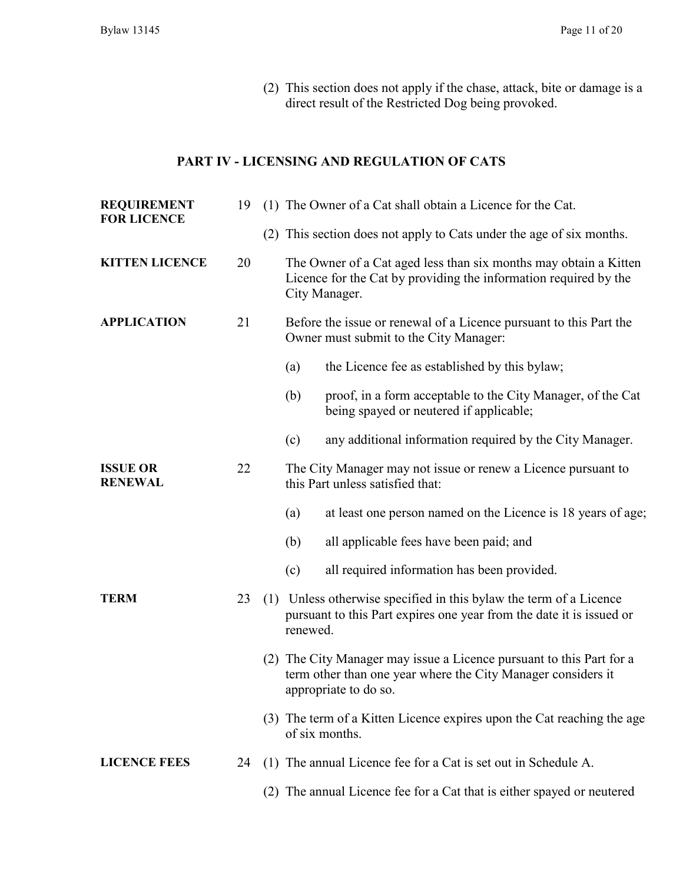(2) This section does not apply if the chase, attack, bite or damage is a direct result of the Restricted Dog being provoked.

## PART IV - LICENSING AND REGULATION OF CATS

**REQUIREMENT FOR LICENCE**

19 (1) The Owner of a Cat shall obtain a Licence for the Cat.

(2) This section does not apply to Cats under the age of six months.

**KITTEN LICENCE**

20 The Owner of a Cat aged less than six months may obtain a Kitten Licence for the Cat by providing the information required by the City Manager.

**APPLICATION**

21 Before the issue or renewal of a Licence pursuant to this Part the Owner must submit to the City Manager:

(a) the Licence fee as established by this bylaw;

(b) proof, in a form acceptable to the City Manager, of the Cat being spayed or neutered if applicable;

(c) any additional information required by the City Manager.

**ISSUE OR RENEWAL**

22 The City Manager may not issue or renew a Licence pursuant to this Part unless satisfied that:

(a) at least one person named on the Licence is 18 years of age;

(b) all applicable fees have been paid; and

(c) all required information has been provided.

**TERM**

23 (1) Unless otherwise specified in this bylaw the term of a Licence pursuant to this Part expires one year from the date it is issued or renewed.

(2) The City Manager may issue a Licence pursuant to this Part for a term other than one year where the City Manager considers it appropriate to do so.

(3) The term of a Kitten Licence expires upon the Cat reaching the age of six months.

**LICENCE FEES**

24 (1) The annual Licence fee for a Cat is set out in Schedule A.

(2) The annual Licence fee for a Cat that is either spayed or neutered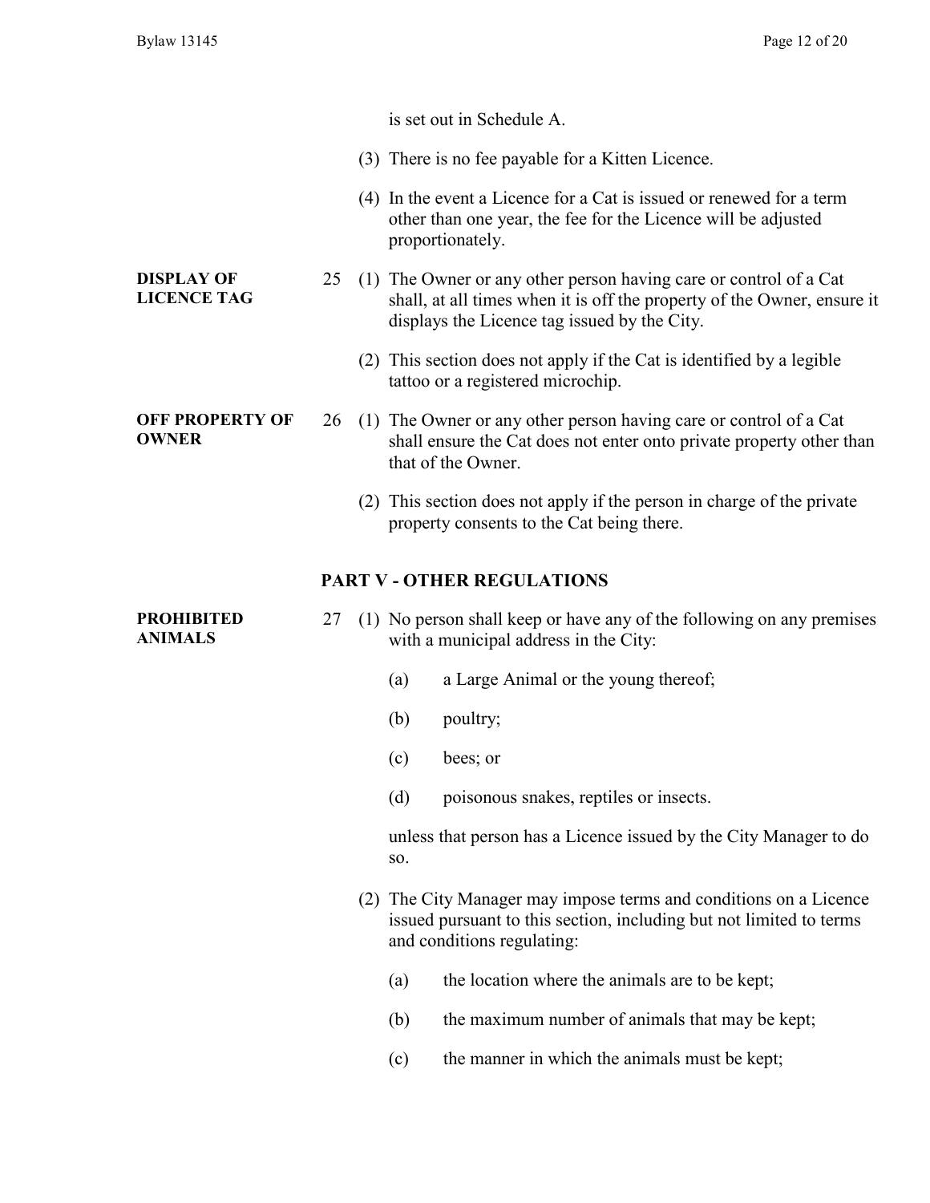is set out in Schedule A.

(3) There is no fee payable for a Kitten Licence.

(4) In the event a Licence for a Cat is issued or renewed for a term other than one year, the fee for the Licence will be adjusted proportionately.

**DISPLAY OF LICENCE TAG**

25 (1) The Owner or any other person having care or control of a Cat shall, at all times when it is off the property of the Owner, ensure it displays the Licence tag issued by the City.

(2) This section does not apply if the Cat is identified by a legible tattoo or a registered microchip.

**OFF PROPERTY OF OWNER**

26 (1) The Owner or any other person having care or control of a Cat shall ensure the Cat does not enter onto private property other than that of the Owner.

(2) This section does not apply if the person in charge of the private property consents to the Cat being there.

## PART V - OTHER REGULATIONS

**PROHIBITED ANIMALS**

27 (1) No person shall keep or have any of the following on any premises with a municipal address in the City:

(a) a Large Animal or the young thereof;

(b) poultry;

(c) bees; or

(d) poisonous snakes, reptiles or insects.

unless that person has a Licence issued by the City Manager to do so.

(2) The City Manager may impose terms and conditions on a Licence issued pursuant to this section, including but not limited to terms and conditions regulating:

(a) the location where the animals are to be kept;

(b) the maximum number of animals that may be kept;

(c) the manner in which the animals must be kept;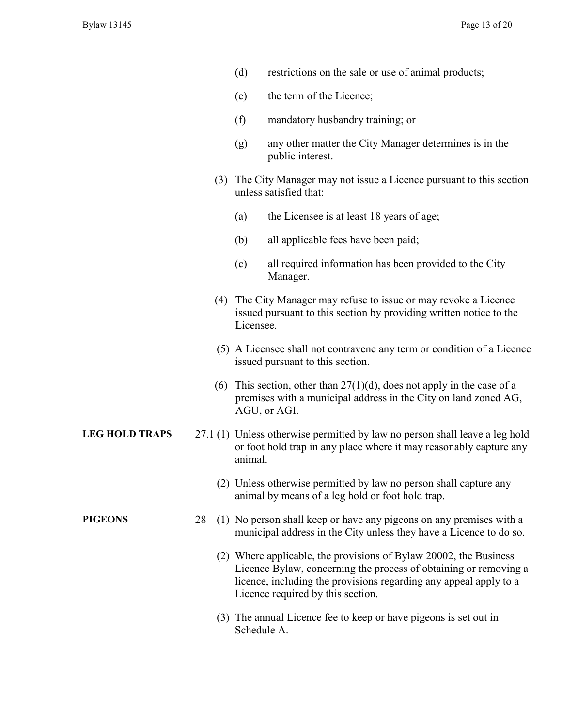(d) restrictions on the sale or use of animal products;

(e) the term of the Licence;

(f) mandatory husbandry training; or

(g) any other matter the City Manager determines is in the public interest.

(3) The City Manager may not issue a Licence pursuant to this section unless satisfied that:

(a) the Licensee is at least 18 years of age;

(b) all applicable fees have been paid;

(c) all required information has been provided to the City Manager.

(4) The City Manager may refuse to issue or may revoke a Licence issued pursuant to this section by providing written notice to the Licensee.

(5) A Licensee shall not contravene any term or condition of a Licence issued pursuant to this section.

(6) This section, other than 27(1)(d), does not apply in the case of a premises with a municipal address in the City on land zoned AG, AGU, or AGI.

**LEG HOLD TRAPS**

27.1 (1) Unless otherwise permitted by law no person shall leave a leg hold or foot hold trap in any place where it may reasonably capture any animal.

(2) Unless otherwise permitted by law no person shall capture any animal by means of a leg hold or foot hold trap.

**PIGEONS**

28 (1) No person shall keep or have any pigeons on any premises with a municipal address in the City unless they have a Licence to do so.

(2) Where applicable, the provisions of Bylaw 20002, the Business Licence Bylaw, concerning the process of obtaining or removing a licence, including the provisions regarding any appeal apply to a Licence required by this section.

(3) The annual Licence fee to keep or have pigeons is set out in Schedule A.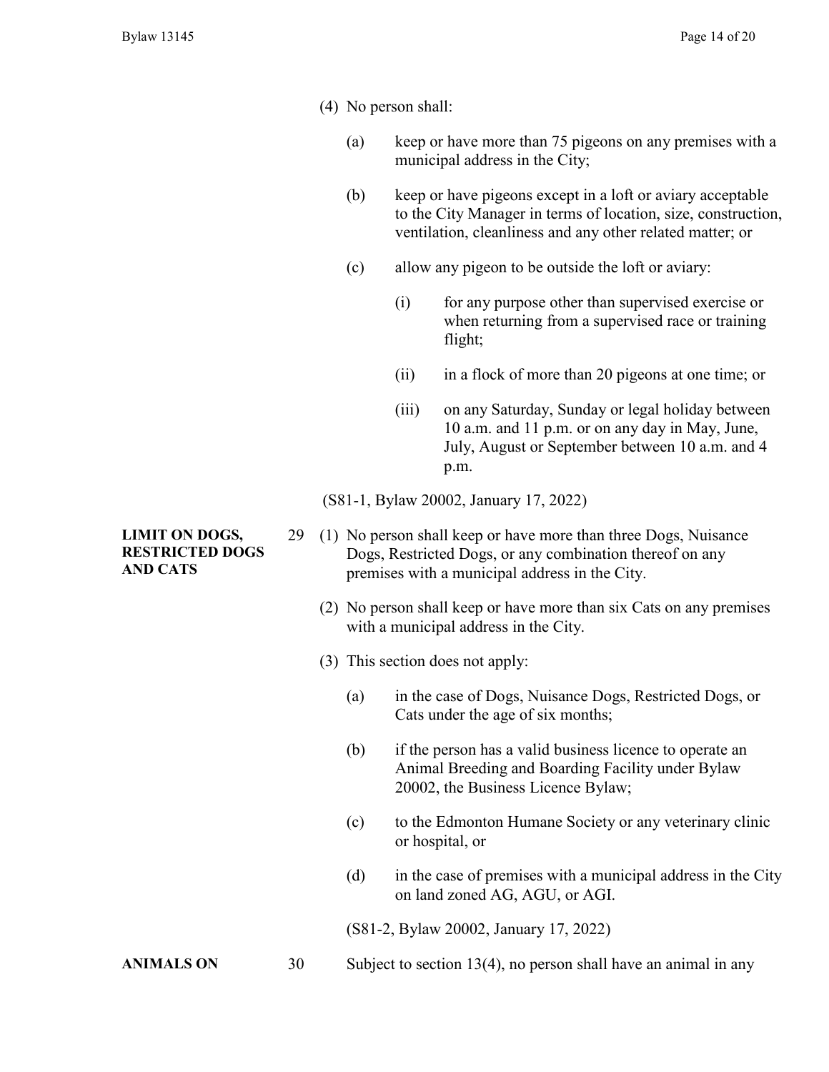(4) No person shall:

  (a) keep or have more than 75 pigeons on any premises with a municipal address in the City;

  (b) keep or have pigeons except in a loft or aviary acceptable to the City Manager in terms of location, size, construction, ventilation, cleanliness and any other related matter; or

  (c) allow any pigeon to be outside the loft or aviary:

    (i) for any purpose other than supervised exercise or when returning from a supervised race or training flight;

    (ii) in a flock of more than 20 pigeons at one time; or

    (iii) on any Saturday, Sunday or legal holiday between 10 a.m. and 11 p.m. or on any day in May, June, July, August or September between 10 a.m. and 4 p.m.

(S81-1, Bylaw 20002, January 17, 2022)

**LIMIT ON DOGS, RESTRICTED DOGS AND CATS**

29 (1) No person shall keep or have more than three Dogs, Nuisance Dogs, Restricted Dogs, or any combination thereof on any premises with a municipal address in the City.

(2) No person shall keep or have more than six Cats on any premises with a municipal address in the City.

(3) This section does not apply:

  (a) in the case of Dogs, Nuisance Dogs, Restricted Dogs, or Cats under the age of six months;

  (b) if the person has a valid business licence to operate an Animal Breeding and Boarding Facility under Bylaw 20002, the Business Licence Bylaw;

  (c) to the Edmonton Humane Society or any veterinary clinic or hospital, or

  (d) in the case of premises with a municipal address in the City on land zoned AG, AGU, or AGI.

(S81-2, Bylaw 20002, January 17, 2022)

**ANIMALS ON**

30 Subject to section 13(4), no person shall have an animal in any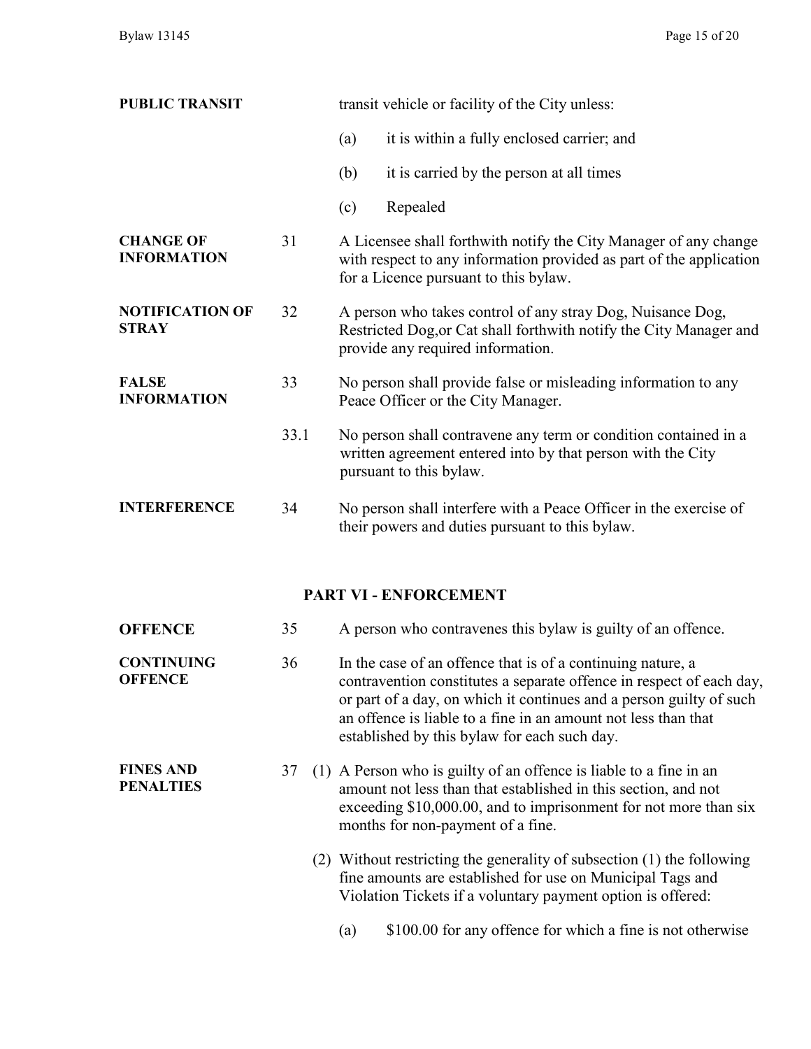**PUBLIC TRANSIT**

transit vehicle or facility of the City unless:

(a) it is within a fully enclosed carrier; and

(b) it is carried by the person at all times

(c) Repealed

**CHANGE OF INFORMATION**

31 A Licensee shall forthwith notify the City Manager of any change with respect to any information provided as part of the application for a Licence pursuant to this bylaw.

**NOTIFICATION OF STRAY**

32 A person who takes control of any stray Dog, Nuisance Dog, Restricted Dog,or Cat shall forthwith notify the City Manager and provide any required information.

**FALSE INFORMATION**

33 No person shall provide false or misleading information to any Peace Officer or the City Manager.

33.1 No person shall contravene any term or condition contained in a written agreement entered into by that person with the City pursuant to this bylaw.

**INTERFERENCE**

34 No person shall interfere with a Peace Officer in the exercise of their powers and duties pursuant to this bylaw.

## PART VI - ENFORCEMENT

**OFFENCE**

35 A person who contravenes this bylaw is guilty of an offence.

**CONTINUING OFFENCE**

36 In the case of an offence that is of a continuing nature, a contravention constitutes a separate offence in respect of each day, or part of a day, on which it continues and a person guilty of such an offence is liable to a fine in an amount not less than that established by this bylaw for each such day.

**FINES AND PENALTIES**

37 (1) A Person who is guilty of an offence is liable to a fine in an amount not less than that established in this section, and not exceeding $10,000.00, and to imprisonment for not more than six months for non-payment of a fine.

(2) Without restricting the generality of subsection (1) the following fine amounts are established for use on Municipal Tags and Violation Tickets if a voluntary payment option is offered:

(a) $100.00 for any offence for which a fine is not otherwise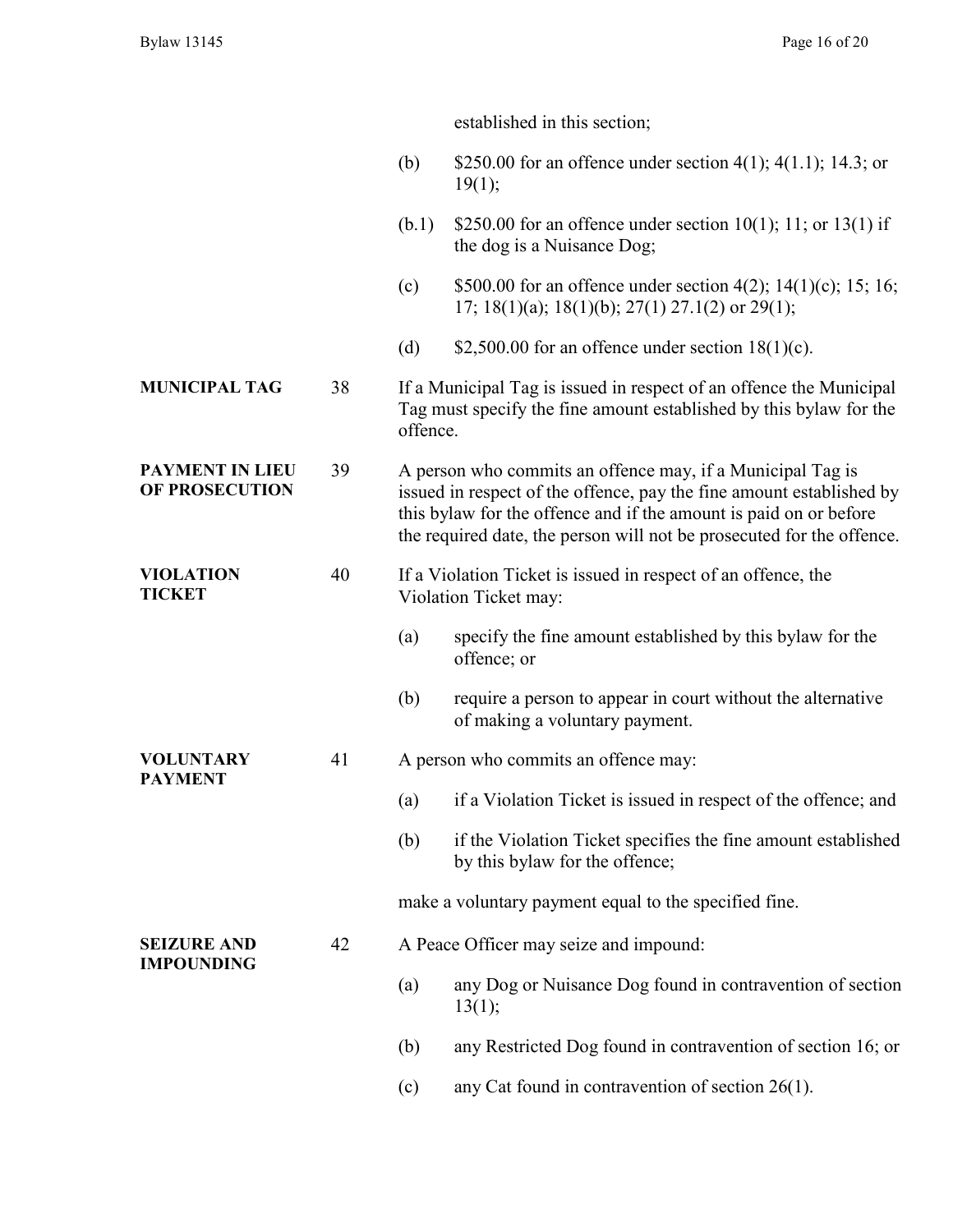established in this section;

(b) $250.00 for an offence under section 4(1); 4(1.1); 14.3; or 19(1);

(b.1) $250.00 for an offence under section 10(1); 11; or 13(1) if the dog is a Nuisance Dog;

(c) $500.00 for an offence under section 4(2); 14(1)(c); 15; 16; 17; 18(1)(a); 18(1)(b); 27(1) 27.1(2) or 29(1);

(d) $2,500.00 for an offence under section 18(1)(c).

**MUNICIPAL TAG**

38 If a Municipal Tag is issued in respect of an offence the Municipal Tag must specify the fine amount established by this bylaw for the offence.

**PAYMENT IN LIEU OF PROSECUTION**

39 A person who commits an offence may, if a Municipal Tag is issued in respect of the offence, pay the fine amount established by this bylaw for the offence and if the amount is paid on or before the required date, the person will not be prosecuted for the offence.

**VIOLATION TICKET**

40 If a Violation Ticket is issued in respect of an offence, the Violation Ticket may:

(a) specify the fine amount established by this bylaw for the offence; or

(b) require a person to appear in court without the alternative of making a voluntary payment.

**VOLUNTARY PAYMENT**

41 A person who commits an offence may:

(a) if a Violation Ticket is issued in respect of the offence; and

(b) if the Violation Ticket specifies the fine amount established by this bylaw for the offence;

make a voluntary payment equal to the specified fine.

**SEIZURE AND IMPOUNDING**

42 A Peace Officer may seize and impound:

(a) any Dog or Nuisance Dog found in contravention of section 13(1);

(b) any Restricted Dog found in contravention of section 16; or

(c) any Cat found in contravention of section 26(1).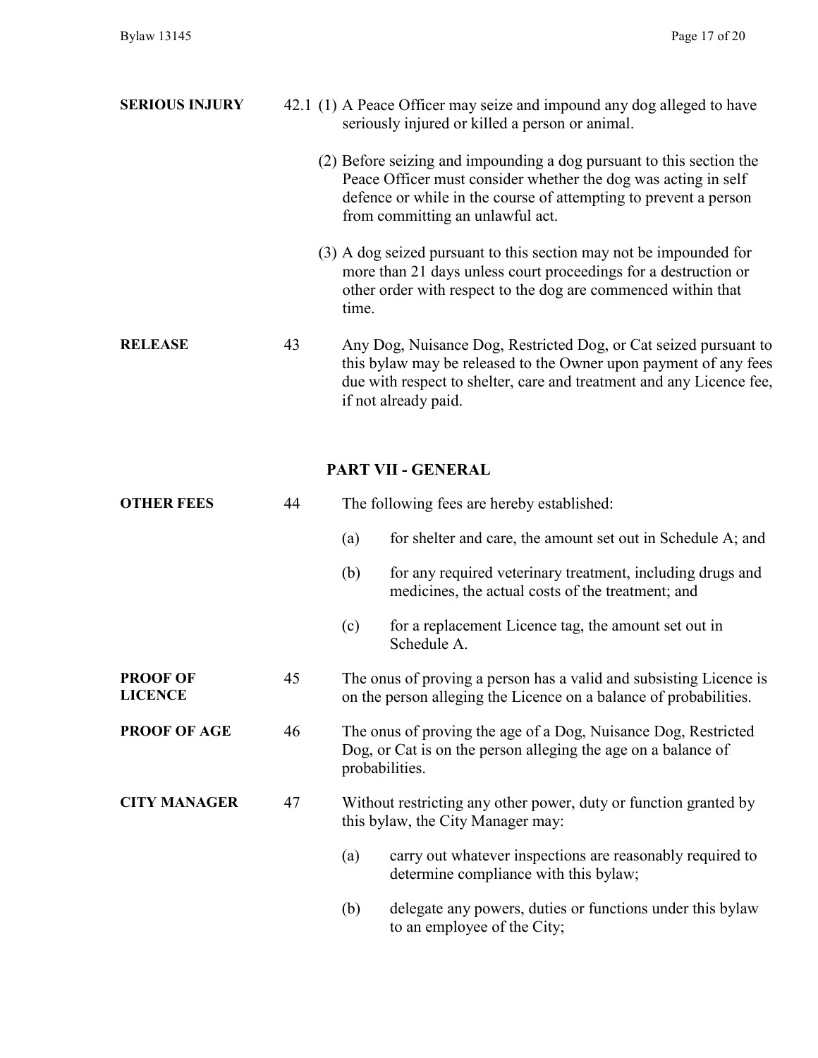**SERIOUS INJURY**

42.1 (1) A Peace Officer may seize and impound any dog alleged to have seriously injured or killed a person or animal.

(2) Before seizing and impounding a dog pursuant to this section the Peace Officer must consider whether the dog was acting in self defence or while in the course of attempting to prevent a person from committing an unlawful act.

(3) A dog seized pursuant to this section may not be impounded for more than 21 days unless court proceedings for a destruction or other order with respect to the dog are commenced within that time.

**RELEASE**

43 Any Dog, Nuisance Dog, Restricted Dog, or Cat seized pursuant to this bylaw may be released to the Owner upon payment of any fees due with respect to shelter, care and treatment and any Licence fee, if not already paid.

## PART VII - GENERAL

**OTHER FEES**

44 The following fees are hereby established:

(a) for shelter and care, the amount set out in Schedule A; and

(b) for any required veterinary treatment, including drugs and medicines, the actual costs of the treatment; and

(c) for a replacement Licence tag, the amount set out in Schedule A.

**PROOF OF LICENCE**

45 The onus of proving a person has a valid and subsisting Licence is on the person alleging the Licence on a balance of probabilities.

**PROOF OF AGE**

46 The onus of proving the age of a Dog, Nuisance Dog, Restricted Dog, or Cat is on the person alleging the age on a balance of probabilities.

**CITY MANAGER**

47 Without restricting any other power, duty or function granted by this bylaw, the City Manager may:

(a) carry out whatever inspections are reasonably required to determine compliance with this bylaw;

(b) delegate any powers, duties or functions under this bylaw to an employee of the City;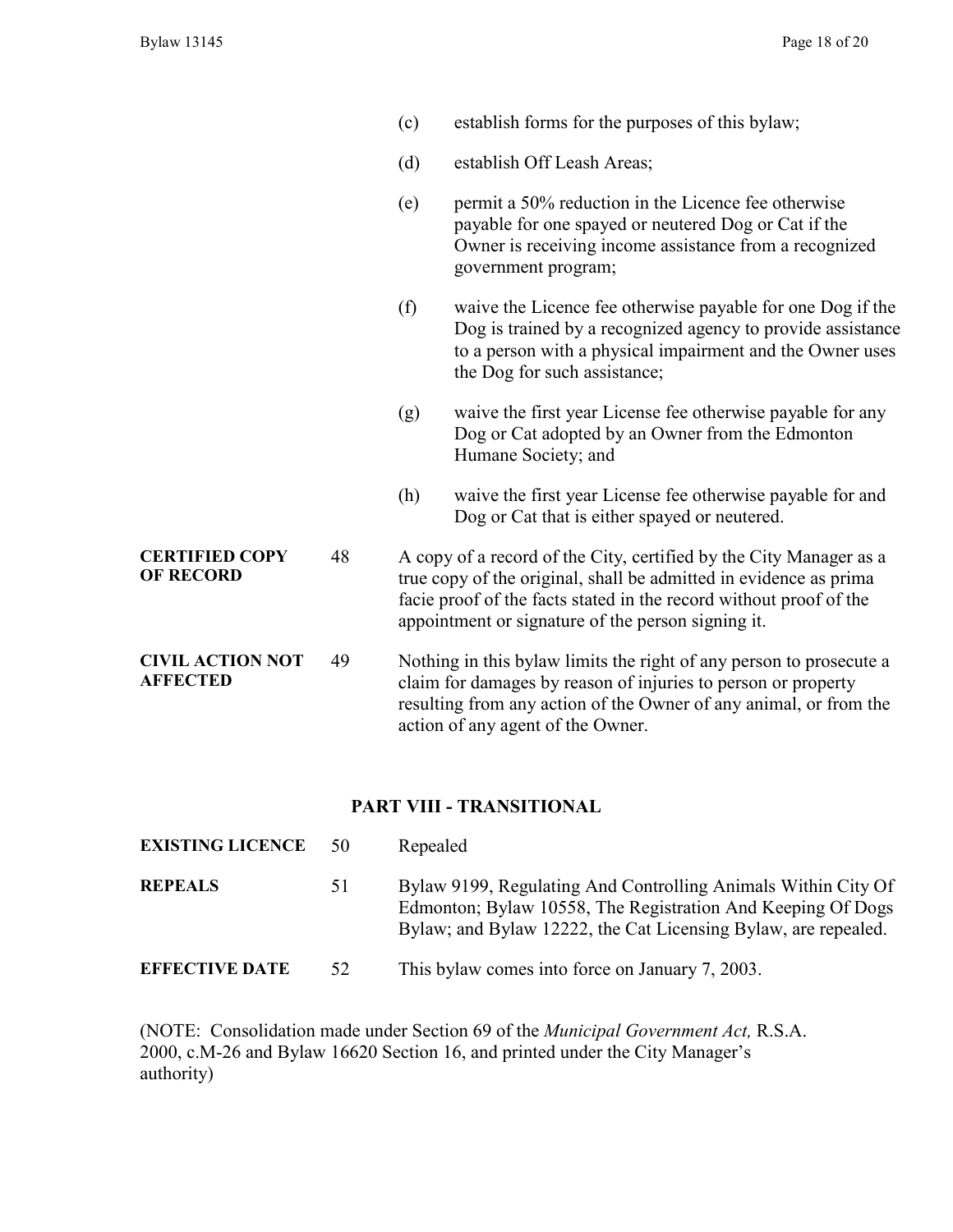(c) establish forms for the purposes of this bylaw;

(d) establish Off Leash Areas;

(e) permit a 50% reduction in the Licence fee otherwise payable for one spayed or neutered Dog or Cat if the Owner is receiving income assistance from a recognized government program;

(f) waive the Licence fee otherwise payable for one Dog if the Dog is trained by a recognized agency to provide assistance to a person with a physical impairment and the Owner uses the Dog for such assistance;

(g) waive the first year License fee otherwise payable for any Dog or Cat adopted by an Owner from the Edmonton Humane Society; and

(h) waive the first year License fee otherwise payable for and Dog or Cat that is either spayed or neutered.

**CERTIFIED COPY OF RECORD**

48 A copy of a record of the City, certified by the City Manager as a true copy of the original, shall be admitted in evidence as prima facie proof of the facts stated in the record without proof of the appointment or signature of the person signing it.

**CIVIL ACTION NOT AFFECTED**

49 Nothing in this bylaw limits the right of any person to prosecute a claim for damages by reason of injuries to person or property resulting from any action of the Owner of any animal, or from the action of any agent of the Owner.

## PART VIII - TRANSITIONAL

**EXISTING LICENCE**

50 Repealed

**REPEALS**

51 Bylaw 9199, Regulating And Controlling Animals Within City Of Edmonton; Bylaw 10558, The Registration And Keeping Of Dogs Bylaw; and Bylaw 12222, the Cat Licensing Bylaw, are repealed.

**EFFECTIVE DATE**

52 This bylaw comes into force on January 7, 2003.

(NOTE: Consolidation made under Section 69 of the *Municipal Government Act,* R.S.A. 2000, c.M-26 and Bylaw 16620 Section 16, and printed under the City Manager's authority)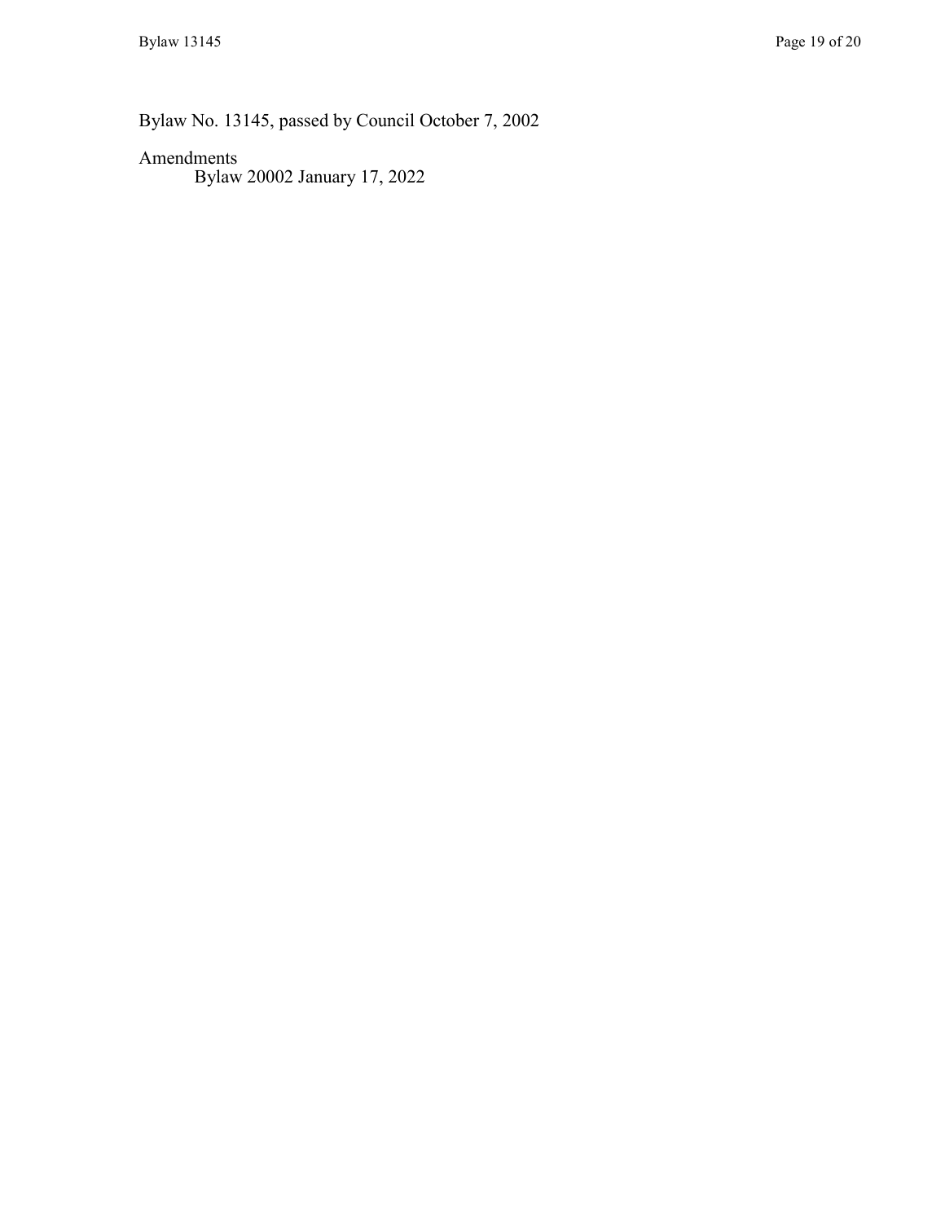Bylaw No. 13145, passed by Council October 7, 2002

Amendments

Bylaw 20002 January 17, 2022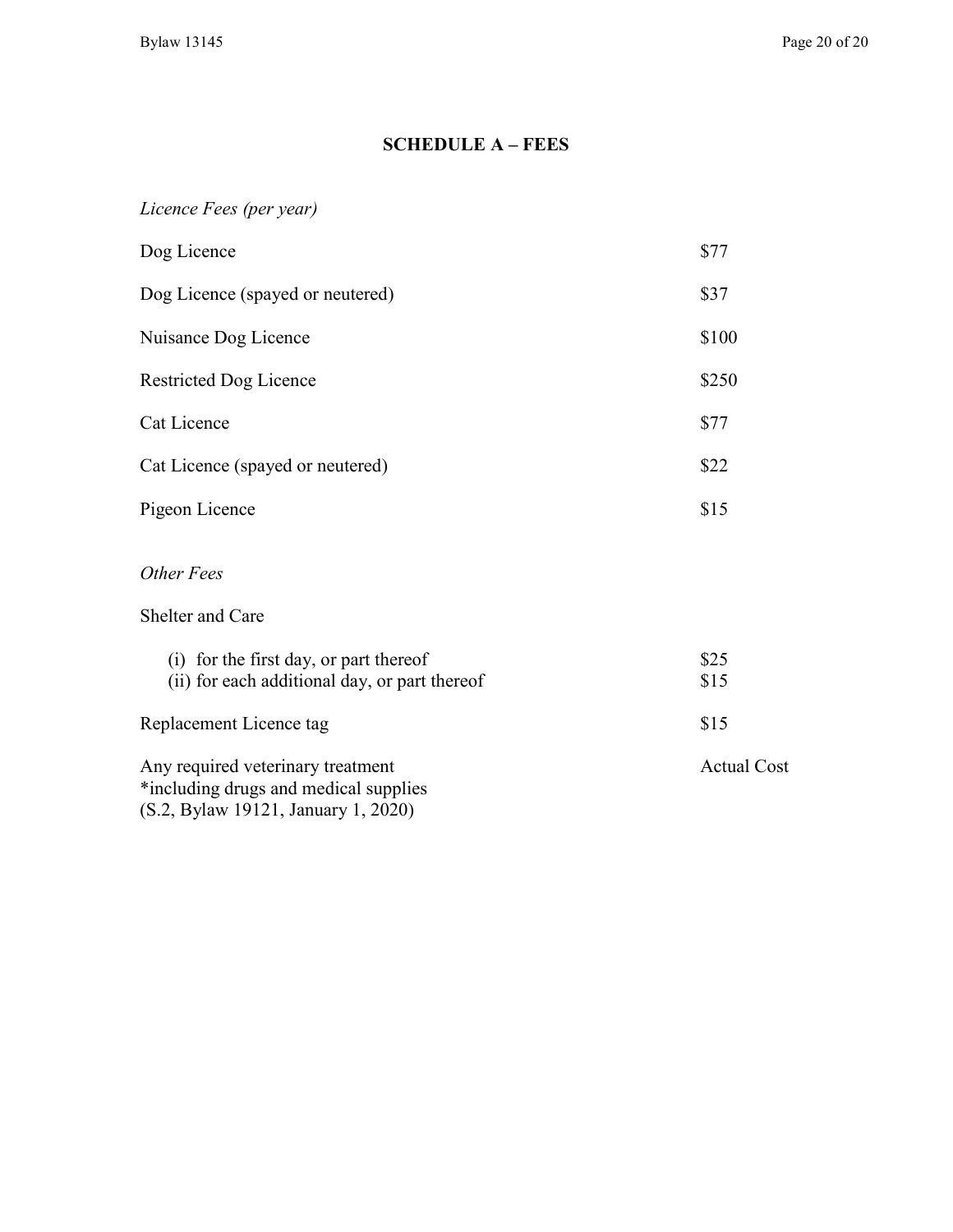## SCHEDULE A – FEES

*Licence Fees (per year)*

| | |
|---|---|
| Dog Licence | $77 |
| Dog Licence (spayed or neutered) | $37 |
| Nuisance Dog Licence | $100 |
| Restricted Dog Licence | $250 |
| Cat Licence | $77 |
| Cat Licence (spayed or neutered) | $22 |
| Pigeon Licence | $15 |

*Other Fees*

| | |
|---|---|
| Shelter and Care | |
| (i) for the first day, or part thereof | $25 |
| (ii) for each additional day, or part thereof | $15 |
| Replacement Licence tag | $15 |
| Any required veterinary treatment *including drugs and medical supplies | Actual Cost |

(S.2, Bylaw 19121, January 1, 2020)